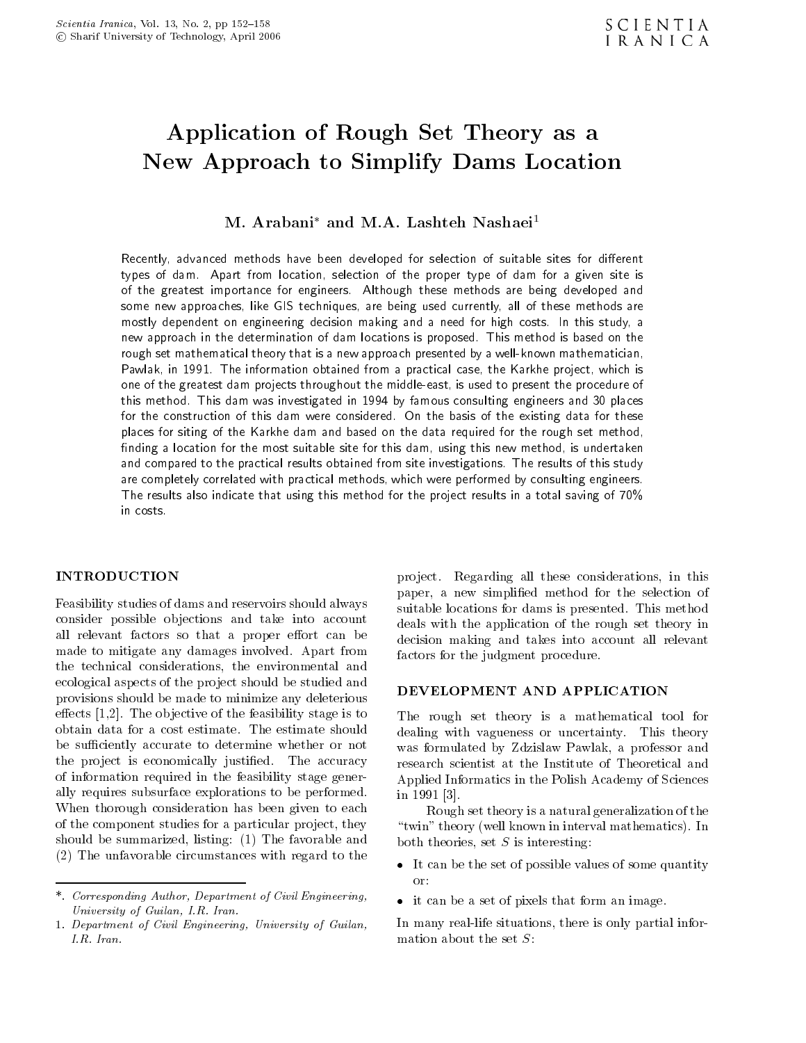# Application of Rough Set Theory as a New Approach to Simplify Dams Location

**M. Arabani*** **and M.A. Lashteh Nashaei**[1]

Recently, advanced methods have been developed for selection of suitable sites for different types of dam. Apart from location, selection of the proper type of dam for a given site is of the greatest importance for engineers. Although these methods are being developed and some new approaches, like GIS techniques, are being used currently, all of these methods are mostly dependent on engineering decision making and a need for high costs. In this study, a new approach in the determination of dam locations is proposed. This method is based on the rough set mathematical theory that is a new approach presented by a well-known mathematician, Pawlak, in 1991. The information obtained from a practical case, the Karkhe project, which is one of the greatest dam projects throughout the middle-east, is used to present the procedure of this method. This dam was investigated in 1994 by famous consulting engineers and 30 places for the construction of this dam were considered. On the basis of the existing data for these places for siting of the Karkhe dam and based on the data required for the rough set method, finding a location for the most suitable site for this dam, using this new method, is undertaken and compared to the practical results obtained from site investigations. The results of this study are completely correlated with practical methods, which were performed by consulting engineers. The results also indicate that using this method for the project results in a total saving of 70% in costs.

## INTRODUCTION

Feasibility studies of dams and reservoirs should always consider possible objections and take into account all relevant factors so that a proper effort can be made to mitigate any damages involved. Apart from the technical considerations, the environmental and ecological aspects of the project should be studied and provisions should be made to minimize any deleterious effects [1,2]. The objective of the feasibility stage is to obtain data for a cost estimate. The estimate should be sufficiently accurate to determine whether or not the project is economically justified. The accuracy of information required in the feasibility stage generally requires subsurface explorations to be performed. When thorough consideration has been given to each of the component studies for a particular project, they should be summarized, listing: (1) The favorable and (2) The unfavorable circumstances with regard to the project. Regarding all these considerations, in this paper, a new simplified method for the selection of suitable locations for dams is presented. This method deals with the application of the rough set theory in decision making and takes into account all relevant factors for the judgment procedure.

## DEVELOPMENT AND APPLICATION

The rough set theory is a mathematical tool for dealing with vagueness or uncertainty. This theory was formulated by Zdzislaw Pawlak, a professor and research scientist at the Institute of Theoretical and Applied Informatics in the Polish Academy of Sciences in 1991 [3].

Rough set theory is a natural generalization of the "twin" theory (well known in interval mathematics). In both theories, set $S$ is interesting:

- It can be the set of possible values of some quantity or:
- it can be a set of pixels that form an image.

In many real-life situations, there is only partial information about the set $S$:

*. *Corresponding Author, Department of Civil Engineering, University of Guilan, I.R. Iran.*

1. *Department of Civil Engineering, University of Guilan, I.R. Iran.*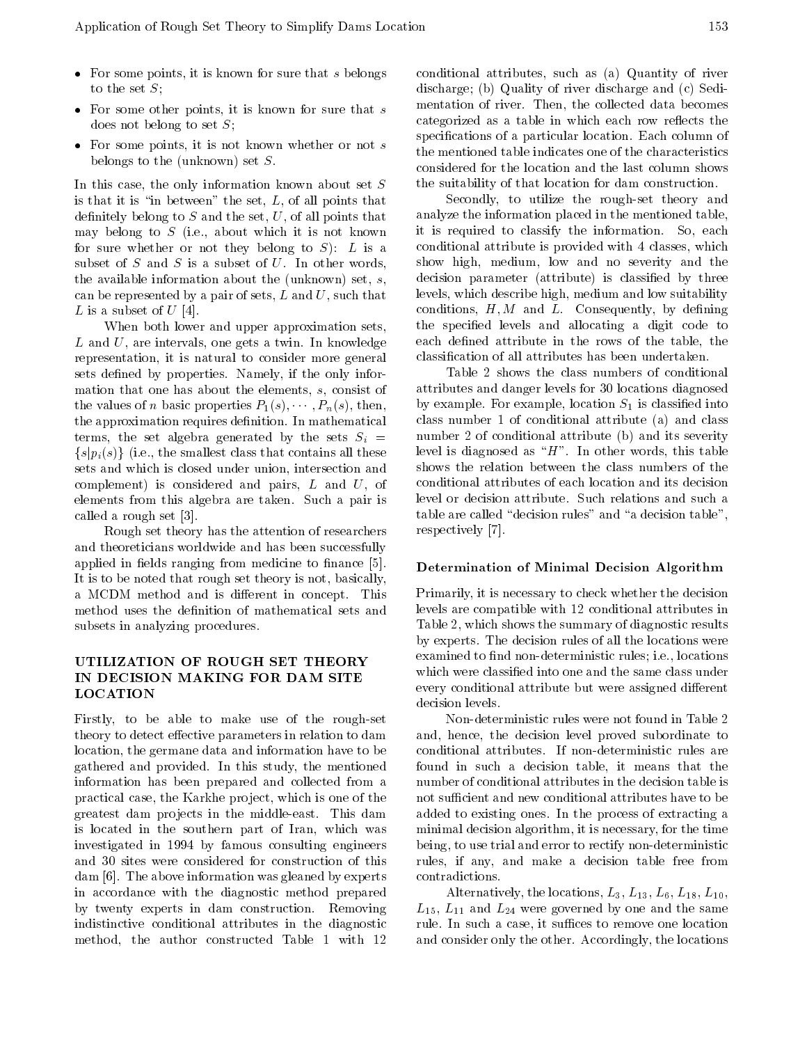- For some points, it is known for sure that $s$ belongs to the set $S$;
- For some other points, it is known for sure that $s$ does not belong to set $S$;
- For some points, it is not known whether or not $s$ belongs to the (unknown) set $S$.

In this case, the only information known about set $S$ is that it is "in between" the set, $L$, of all points that definitely belong to $S$ and the set, $U$, of all points that may belong to $S$ (i.e., about which it is not known for sure whether or not they belong to $S$): $L$ is a subset of $S$ and $S$ is a subset of $U$. In other words, the available information about the (unknown) set, $s$, can be represented by a pair of sets, $L$ and $U$, such that $L$ is a subset of $U$ [4].

When both lower and upper approximation sets, $L$ and $U$, are intervals, one gets a twin. In knowledge representation, it is natural to consider more general sets defined by properties. Namely, if the only information that one has about the elements, $s$, consist of the values of $n$ basic properties $P_1(s), \cdots, P_n(s)$, then, the approximation requires definition. In mathematical terms, the set algebra generated by the sets $S_i = \{s|p_i(s)\}$ (i.e., the smallest class that contains all these sets and which is closed under union, intersection and complement) is considered and pairs, $L$ and $U$, of elements from this algebra are taken. Such a pair is called a rough set [3].

Rough set theory has the attention of researchers and theoreticians worldwide and has been successfully applied in fields ranging from medicine to finance [5]. It is to be noted that rough set theory is not, basically, a MCDM method and is different in concept. This method uses the definition of mathematical sets and subsets in analyzing procedures.

## UTILIZATION OF ROUGH SET THEORY IN DECISION MAKING FOR DAM SITE LOCATION

Firstly, to be able to make use of the rough-set theory to detect effective parameters in relation to dam location, the germane data and information have to be gathered and provided. In this study, the mentioned information has been prepared and collected from a practical case, the Karkhe project, which is one of the greatest dam projects in the middle-east. This dam is located in the southern part of Iran, which was investigated in 1994 by famous consulting engineers and 30 sites were considered for construction of this dam [6]. The above information was gleaned by experts in accordance with the diagnostic method prepared by twenty experts in dam construction. Removing indistinctive conditional attributes in the diagnostic method, the author constructed Table 1 with 12 conditional attributes, such as (a) Quantity of river discharge; (b) Quality of river discharge and (c) Sedimentation of river. Then, the collected data becomes categorized as a table in which each row reflects the specifications of a particular location. Each column of the mentioned table indicates one of the characteristics considered for the location and the last column shows the suitability of that location for dam construction.

Secondly, to utilize the rough-set theory and analyze the information placed in the mentioned table, it is required to classify the information. So, each conditional attribute is provided with 4 classes, which show high, medium, low and no severity and the decision parameter (attribute) is classified by three levels, which describe high, medium and low suitability conditions, $H, M$ and $L$. Consequently, by defining the specified levels and allocating a digit code to each defined attribute in the rows of the table, the classification of all attributes has been undertaken.

Table 2 shows the class numbers of conditional attributes and danger levels for 30 locations diagnosed by example. For example, location $S_1$ is classified into class number 1 of conditional attribute (a) and class number 2 of conditional attribute (b) and its severity level is diagnosed as "$H$". In other words, this table shows the relation between the class numbers of the conditional attributes of each location and its decision level or decision attribute. Such relations and such a table are called "decision rules" and "a decision table", respectively [7].

### Determination of Minimal Decision Algorithm

Primarily, it is necessary to check whether the decision levels are compatible with 12 conditional attributes in Table 2, which shows the summary of diagnostic results by experts. The decision rules of all the locations were examined to find non-deterministic rules; i.e., locations which were classified into one and the same class under every conditional attribute but were assigned different decision levels.

Non-deterministic rules were not found in Table 2 and, hence, the decision level proved subordinate to conditional attributes. If non-deterministic rules are found in such a decision table, it means that the number of conditional attributes in the decision table is not sufficient and new conditional attributes have to be added to existing ones. In the process of extracting a minimal decision algorithm, it is necessary, for the time being, to use trial and error to rectify non-deterministic rules, if any, and make a decision table free from contradictions.

Alternatively, the locations, $L_3$, $L_{13}$, $L_6$, $L_{18}$, $L_{10}$, $L_{15}$, $L_{11}$ and $L_{24}$ were governed by one and the same rule. In such a case, it suffices to remove one location and consider only the other. Accordingly, the locations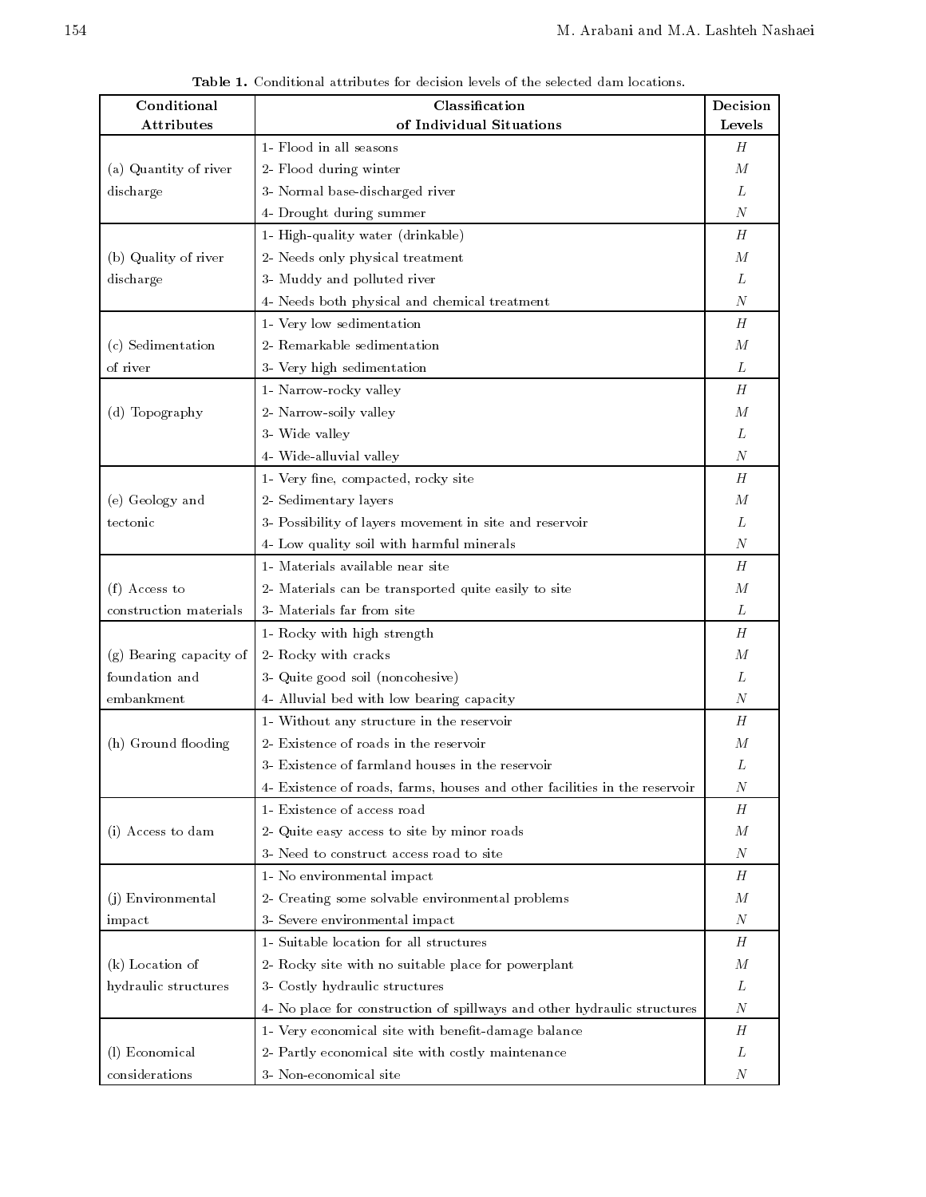**Table 1.** Conditional attributes for decision levels of the selected dam locations.

| Conditional Attributes | Classification of Individual Situations | Decision Levels |
|---|---|---|
| (a) Quantity of river discharge | 1- Flood in all seasons | $H$ |
| | 2- Flood during winter | $M$ |
| | 3- Normal base-discharged river | $L$ |
| | 4- Drought during summer | $N$ |
| (b) Quality of river discharge | 1- High-quality water (drinkable) | $H$ |
| | 2- Needs only physical treatment | $M$ |
| | 3- Muddy and polluted river | $L$ |
| | 4- Needs both physical and chemical treatment | $N$ |
| (c) Sedimentation of river | 1- Very low sedimentation | $H$ |
| | 2- Remarkable sedimentation | $M$ |
| | 3- Very high sedimentation | $L$ |
| (d) Topography | 1- Narrow-rocky valley | $H$ |
| | 2- Narrow-soily valley | $M$ |
| | 3- Wide valley | $L$ |
| | 4- Wide-alluvial valley | $N$ |
| (e) Geology and tectonic | 1- Very fine, compacted, rocky site | $H$ |
| | 2- Sedimentary layers | $M$ |
| | 3- Possibility of layers movement in site and reservoir | $L$ |
| | 4- Low quality soil with harmful minerals | $N$ |
| (f) Access to construction materials | 1- Materials available near site | $H$ |
| | 2- Materials can be transported quite easily to site | $M$ |
| | 3- Materials far from site | $L$ |
| (g) Bearing capacity of foundation and embankment | 1- Rocky with high strength | $H$ |
| | 2- Rocky with cracks | $M$ |
| | 3- Quite good soil (noncohesive) | $L$ |
| | 4- Alluvial bed with low bearing capacity | $N$ |
| (h) Ground flooding | 1- Without any structure in the reservoir | $H$ |
| | 2- Existence of roads in the reservoir | $M$ |
| | 3- Existence of farmland houses in the reservoir | $L$ |
| | 4- Existence of roads, farms, houses and other facilities in the reservoir | $N$ |
| (i) Access to dam | 1- Existence of access road | $H$ |
| | 2- Quite easy access to site by minor roads | $M$ |
| | 3- Need to construct access road to site | $N$ |
| (j) Environmental impact | 1- No environmental impact | $H$ |
| | 2- Creating some solvable environmental problems | $M$ |
| | 3- Severe environmental impact | $N$ |
| (k) Location of hydraulic structures | 1- Suitable location for all structures | $H$ |
| | 2- Rocky site with no suitable place for powerplant | $M$ |
| | 3- Costly hydraulic structures | $L$ |
| | 4- No place for construction of spillways and other hydraulic structures | $N$ |
| (l) Economical considerations | 1- Very economical site with benefit-damage balance | $H$ |
| | 2- Partly economical site with costly maintenance | $L$ |
| | 3- Non-economical site | $N$ |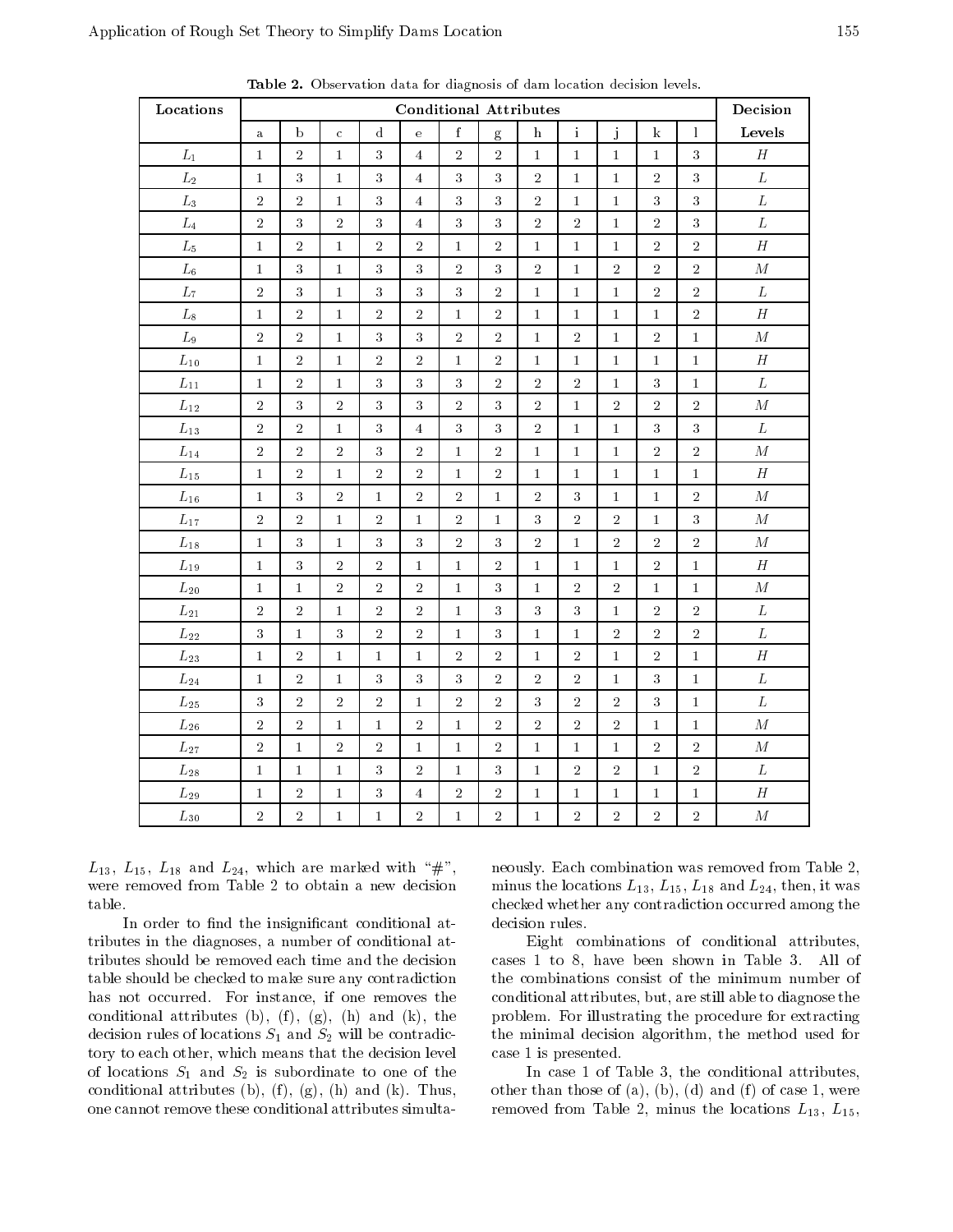**Table 2.** Observation data for diagnosis of dam location decision levels.

| Locations | Conditional Attributes | | | | | | | | | | | | Decision |
|---|---|---|---|---|---|---|---|---|---|---|---|---|---|
| | a | b | c | d | e | f | g | h | i | j | k | l | Levels |
| $L_1$ | 1 | 2 | 1 | 3 | 4 | 2 | 2 | 1 | 1 | 1 | 1 | 3 | $H$ |
| $L_2$ | 1 | 3 | 1 | 3 | 4 | 3 | 3 | 2 | 1 | 1 | 2 | 3 | $L$ |
| $L_3$ | 2 | 2 | 1 | 3 | 4 | 3 | 3 | 2 | 1 | 1 | 3 | 3 | $L$ |
| $L_4$ | 2 | 3 | 2 | 3 | 4 | 3 | 3 | 2 | 2 | 1 | 2 | 3 | $L$ |
| $L_5$ | 1 | 2 | 1 | 2 | 2 | 1 | 2 | 1 | 1 | 1 | 2 | 2 | $H$ |
| $L_6$ | 1 | 3 | 1 | 3 | 3 | 2 | 3 | 2 | 1 | 2 | 2 | 2 | $M$ |
| $L_7$ | 2 | 3 | 1 | 3 | 3 | 3 | 2 | 1 | 1 | 1 | 2 | 2 | $L$ |
| $L_8$ | 1 | 2 | 1 | 2 | 2 | 1 | 2 | 1 | 1 | 1 | 1 | 2 | $H$ |
| $L_9$ | 2 | 2 | 1 | 3 | 3 | 2 | 2 | 1 | 2 | 1 | 2 | 1 | $M$ |
| $L_{10}$ | 1 | 2 | 1 | 2 | 2 | 1 | 2 | 1 | 1 | 1 | 1 | 1 | $H$ |
| $L_{11}$ | 1 | 2 | 1 | 3 | 3 | 3 | 2 | 2 | 2 | 1 | 3 | 1 | $L$ |
| $L_{12}$ | 2 | 3 | 2 | 3 | 3 | 2 | 3 | 2 | 1 | 2 | 2 | 2 | $M$ |
| $L_{13}$ | 2 | 2 | 1 | 3 | 4 | 3 | 3 | 2 | 1 | 1 | 3 | 3 | $L$ |
| $L_{14}$ | 2 | 2 | 2 | 3 | 2 | 1 | 2 | 1 | 1 | 1 | 2 | 2 | $M$ |
| $L_{15}$ | 1 | 2 | 1 | 2 | 2 | 1 | 2 | 1 | 1 | 1 | 1 | 1 | $H$ |
| $L_{16}$ | 1 | 3 | 2 | 1 | 2 | 2 | 1 | 2 | 3 | 1 | 1 | 2 | $M$ |
| $L_{17}$ | 2 | 2 | 1 | 2 | 1 | 2 | 1 | 3 | 2 | 2 | 1 | 3 | $M$ |
| $L_{18}$ | 1 | 3 | 1 | 3 | 3 | 2 | 3 | 2 | 1 | 2 | 2 | 2 | $M$ |
| $L_{19}$ | 1 | 3 | 2 | 2 | 1 | 1 | 2 | 1 | 1 | 1 | 2 | 1 | $H$ |
| $L_{20}$ | 1 | 1 | 2 | 2 | 2 | 1 | 3 | 1 | 2 | 2 | 1 | 1 | $M$ |
| $L_{21}$ | 2 | 2 | 1 | 2 | 2 | 1 | 3 | 3 | 3 | 1 | 2 | 2 | $L$ |
| $L_{22}$ | 3 | 1 | 3 | 2 | 2 | 1 | 3 | 1 | 1 | 2 | 2 | 2 | $L$ |
| $L_{23}$ | 1 | 2 | 1 | 1 | 1 | 2 | 2 | 1 | 2 | 1 | 2 | 1 | $H$ |
| $L_{24}$ | 1 | 2 | 1 | 3 | 3 | 3 | 2 | 2 | 2 | 1 | 3 | 1 | $L$ |
| $L_{25}$ | 3 | 2 | 2 | 2 | 1 | 2 | 2 | 3 | 2 | 2 | 3 | 1 | $L$ |
| $L_{26}$ | 2 | 2 | 1 | 1 | 2 | 1 | 2 | 2 | 2 | 2 | 1 | 1 | $M$ |
| $L_{27}$ | 2 | 1 | 2 | 2 | 1 | 1 | 2 | 1 | 1 | 1 | 2 | 2 | $M$ |
| $L_{28}$ | 1 | 1 | 1 | 3 | 2 | 1 | 3 | 1 | 2 | 2 | 1 | 2 | $L$ |
| $L_{29}$ | 1 | 2 | 1 | 3 | 4 | 2 | 2 | 1 | 1 | 1 | 1 | 1 | $H$ |
| $L_{30}$ | 2 | 2 | 1 | 1 | 2 | 1 | 2 | 1 | 2 | 2 | 2 | 2 | $M$ |

$L_{13}$, $L_{15}$, $L_{18}$ and $L_{24}$, which are marked with "#", were removed from Table 2 to obtain a new decision table.

In order to find the insignificant conditional attributes in the diagnoses, a number of conditional attributes should be removed each time and the decision table should be checked to make sure any contradiction has not occurred. For instance, if one removes the conditional attributes (b), (f), (g), (h) and (k), the decision rules of locations $S_1$ and $S_2$ will be contradictory to each other, which means that the decision level of locations $S_1$ and $S_2$ is subordinate to one of the conditional attributes (b), (f), (g), (h) and (k). Thus, one cannot remove these conditional attributes simultaneously. Each combination was removed from Table 2, minus the locations $L_{13}$, $L_{15}$, $L_{18}$ and $L_{24}$, then, it was checked whether any contradiction occurred among the decision rules.

Eight combinations of conditional attributes, cases 1 to 8, have been shown in Table 3. All of the combinations consist of the minimum number of conditional attributes, but, are still able to diagnose the problem. For illustrating the procedure for extracting the minimal decision algorithm, the method used for case 1 is presented.

In case 1 of Table 3, the conditional attributes, other than those of (a), (b), (d) and (f) of case 1, were removed from Table 2, minus the locations $L_{13}$, $L_{15}$,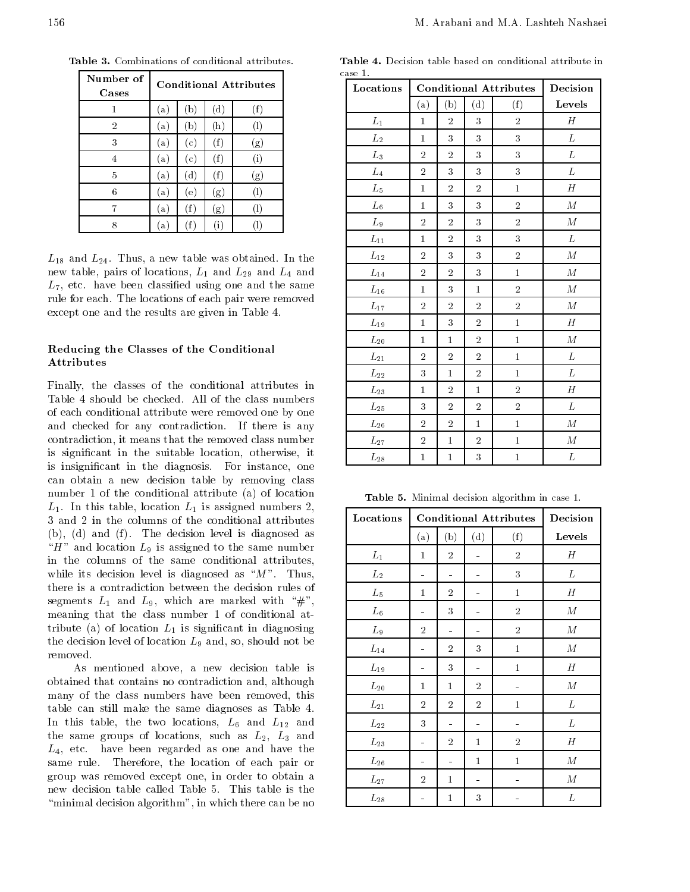**Table 3.** Combinations of conditional attributes.

| Number of Cases | Conditional Attributes | | | |
|---|---|---|---|---|
| 1 | (a) | (b) | (d) | (f) |
| 2 | (a) | (b) | (h) | (l) |
| 3 | (a) | (c) | (f) | (g) |
| 4 | (a) | (c) | (f) | (i) |
| 5 | (a) | (d) | (f) | (g) |
| 6 | (a) | (e) | (g) | (l) |
| 7 | (a) | (f) | (g) | (l) |
| 8 | (a) | (f) | (i) | (l) |

$L_{18}$ and $L_{24}$. Thus, a new table was obtained. In the new table, pairs of locations, $L_1$ and $L_{29}$ and $L_4$ and $L_7$, etc. have been classified using one and the same rule for each. The locations of each pair were removed except one and the results are given in Table 4.

### Reducing the Classes of the Conditional Attributes

Finally, the classes of the conditional attributes in Table 4 should be checked. All of the class numbers of each conditional attribute were removed one by one and checked for any contradiction. If there is any contradiction, it means that the removed class number is significant in the suitable location, otherwise, it is insignificant in the diagnosis. For instance, one can obtain a new decision table by removing class number 1 of the conditional attribute (a) of location $L_1$. In this table, location $L_1$ is assigned numbers 2, 3 and 2 in the columns of the conditional attributes (b), (d) and (f). The decision level is diagnosed as "$H$" and location $L_9$ is assigned to the same number in the columns of the same conditional attributes, while its decision level is diagnosed as "$M$". Thus, there is a contradiction between the decision rules of segments $L_1$ and $L_9$, which are marked with "#", meaning that the class number 1 of conditional attribute (a) of location $L_1$ is significant in diagnosing the decision level of location $L_9$ and, so, should not be removed.

As mentioned above, a new decision table is obtained that contains no contradiction and, although many of the class numbers have been removed, this table can still make the same diagnoses as Table 4. In this table, the two locations, $L_6$ and $L_{12}$ and the same groups of locations, such as $L_2$, $L_3$ and $L_4$, etc. have been regarded as one and have the same rule. Therefore, the location of each pair or group was removed except one, in order to obtain a new decision table called Table 5. This table is the "minimal decision algorithm", in which there can be no

**Table 4.** Decision table based on conditional attribute in case 1.

| Locations | Conditional Attributes | | | | Decision |
|---|---|---|---|---|---|
| | (a) | (b) | (d) | (f) | Levels |
| $L_1$ | 1 | 2 | 3 | 2 | $H$ |
| $L_2$ | 1 | 3 | 3 | 3 | $L$ |
| $L_3$ | 2 | 2 | 3 | 3 | $L$ |
| $L_4$ | 2 | 3 | 3 | 3 | $L$ |
| $L_5$ | 1 | 2 | 2 | 1 | $H$ |
| $L_6$ | 1 | 3 | 3 | 2 | $M$ |
| $L_9$ | 2 | 2 | 3 | 2 | $M$ |
| $L_{11}$ | 1 | 2 | 3 | 3 | $L$ |
| $L_{12}$ | 2 | 3 | 3 | 2 | $M$ |
| $L_{14}$ | 2 | 2 | 3 | 1 | $M$ |
| $L_{16}$ | 1 | 3 | 1 | 2 | $M$ |
| $L_{17}$ | 2 | 2 | 2 | 2 | $M$ |
| $L_{19}$ | 1 | 3 | 2 | 1 | $H$ |
| $L_{20}$ | 1 | 1 | 2 | 1 | $M$ |
| $L_{21}$ | 2 | 2 | 2 | 1 | $L$ |
| $L_{22}$ | 3 | 1 | 2 | 1 | $L$ |
| $L_{23}$ | 1 | 2 | 1 | 2 | $H$ |
| $L_{25}$ | 3 | 2 | 2 | 2 | $L$ |
| $L_{26}$ | 2 | 2 | 1 | 1 | $M$ |
| $L_{27}$ | 2 | 1 | 2 | 1 | $M$ |
| $L_{28}$ | 1 | 1 | 3 | 1 | $L$ |

**Table 5.** Minimal decision algorithm in case 1.

| Locations | Conditional Attributes | | | | Decision |
|---|---|---|---|---|---|
| | (a) | (b) | (d) | (f) | Levels |
| $L_1$ | 1 | 2 | - | 2 | $H$ |
| $L_2$ | - | - | - | 3 | $L$ |
| $L_5$ | 1 | 2 | - | 1 | $H$ |
| $L_6$ | - | 3 | - | 2 | $M$ |
| $L_9$ | 2 | - | - | 2 | $M$ |
| $L_{14}$ | - | 2 | 3 | 1 | $M$ |
| $L_{19}$ | - | 3 | - | 1 | $H$ |
| $L_{20}$ | 1 | 1 | 2 | - | $M$ |
| $L_{21}$ | 2 | 2 | 2 | 1 | $L$ |
| $L_{22}$ | 3 | - | - | - | $L$ |
| $L_{23}$ | - | 2 | 1 | 2 | $H$ |
| $L_{26}$ | - | - | 1 | 1 | $M$ |
| $L_{27}$ | 2 | 1 | - | - | $M$ |
| $L_{28}$ | - | 1 | 3 | - | $L$ |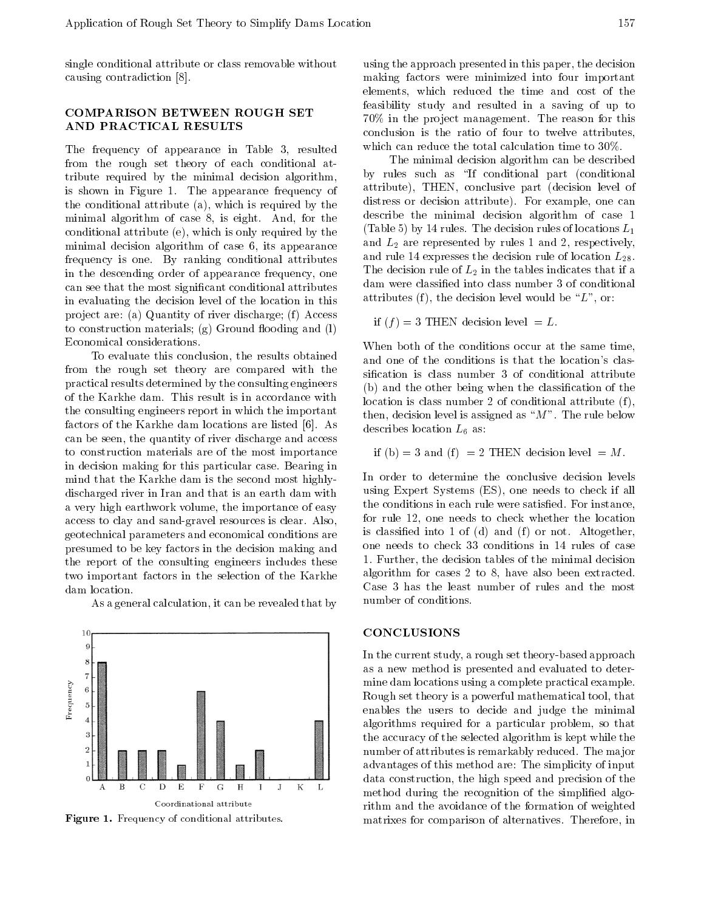single conditional attribute or class removable without causing contradiction [8].

## COMPARISON BETWEEN ROUGH SET AND PRACTICAL RESULTS

The frequency of appearance in Table 3, resulted from the rough set theory of each conditional attribute required by the minimal decision algorithm, is shown in Figure 1. The appearance frequency of the conditional attribute (a), which is required by the minimal algorithm of case 8, is eight. And, for the conditional attribute (e), which is only required by the minimal decision algorithm of case 6, its appearance frequency is one. By ranking conditional attributes in the descending order of appearance frequency, one can see that the most significant conditional attributes in evaluating the decision level of the location in this project are: (a) Quantity of river discharge; (f) Access to construction materials; (g) Ground flooding and (l) Economical considerations.

To evaluate this conclusion, the results obtained from the rough set theory are compared with the practical results determined by the consulting engineers of the Karkhe dam. This result is in accordance with the consulting engineers report in which the important factors of the Karkhe dam locations are listed [6]. As can be seen, the quantity of river discharge and access to construction materials are of the most importance in decision making for this particular case. Bearing in mind that the Karkhe dam is the second most highly-discharged river in Iran and that is an earth dam with a very high earthwork volume, the importance of easy access to clay and sand-gravel resources is clear. Also, geotechnical parameters and economical conditions are presumed to be key factors in the decision making and the report of the consulting engineers includes these two important factors in the selection of the Karkhe dam location.

As a general calculation, it can be revealed that by using the approach presented in this paper, the decision making factors were minimized into four important elements, which reduced the time and cost of the feasibility study and resulted in a saving of up to 70% in the project management. The reason for this conclusion is the ratio of four to twelve attributes, which can reduce the total calculation time to 30%.

Figure 1. Frequency of conditional attributes.

The minimal decision algorithm can be described by rules such as "If conditional part (conditional attribute), THEN, conclusive part (decision level of distress or decision attribute). For example, one can describe the minimal decision algorithm of case 1 (Table 5) by 14 rules. The decision rules of locations $L_1$ and $L_2$ are represented by rules 1 and 2, respectively, and rule 14 expresses the decision rule of location $L_{28}$. The decision rule of $L_2$ in the tables indicates that if a dam were classified into class number 3 of conditional attributes (f), the decision level would be "$L$", or:

if $(f) = 3$ THEN decision level $= L$.

When both of the conditions occur at the same time, and one of the conditions is that the location's classification is class number 3 of conditional attribute (b) and the other being when the classification of the location is class number 2 of conditional attribute (f), then, decision level is assigned as "$M$". The rule below describes location $L_6$ as:

if (b) $= 3$ and (f) $= 2$ THEN decision level $= M$.

In order to determine the conclusive decision levels using Expert Systems (ES), one needs to check if all the conditions in each rule were satisfied. For instance, for rule 12, one needs to check whether the location is classified into 1 of (d) and (f) or not. Altogether, one needs to check 33 conditions in 14 rules of case 1. Further, the decision tables of the minimal decision algorithm for cases 2 to 8, have also been extracted. Case 3 has the least number of rules and the most number of conditions.

## CONCLUSIONS

In the current study, a rough set theory-based approach as a new method is presented and evaluated to determine dam locations using a complete practical example. Rough set theory is a powerful mathematical tool, that enables the users to decide and judge the minimal algorithms required for a particular problem, so that the accuracy of the selected algorithm is kept while the number of attributes is remarkably reduced. The major advantages of this method are: The simplicity of input data construction, the high speed and precision of the method during the recognition of the simplified algorithm and the avoidance of the formation of weighted matrixes for comparison of alternatives. Therefore, in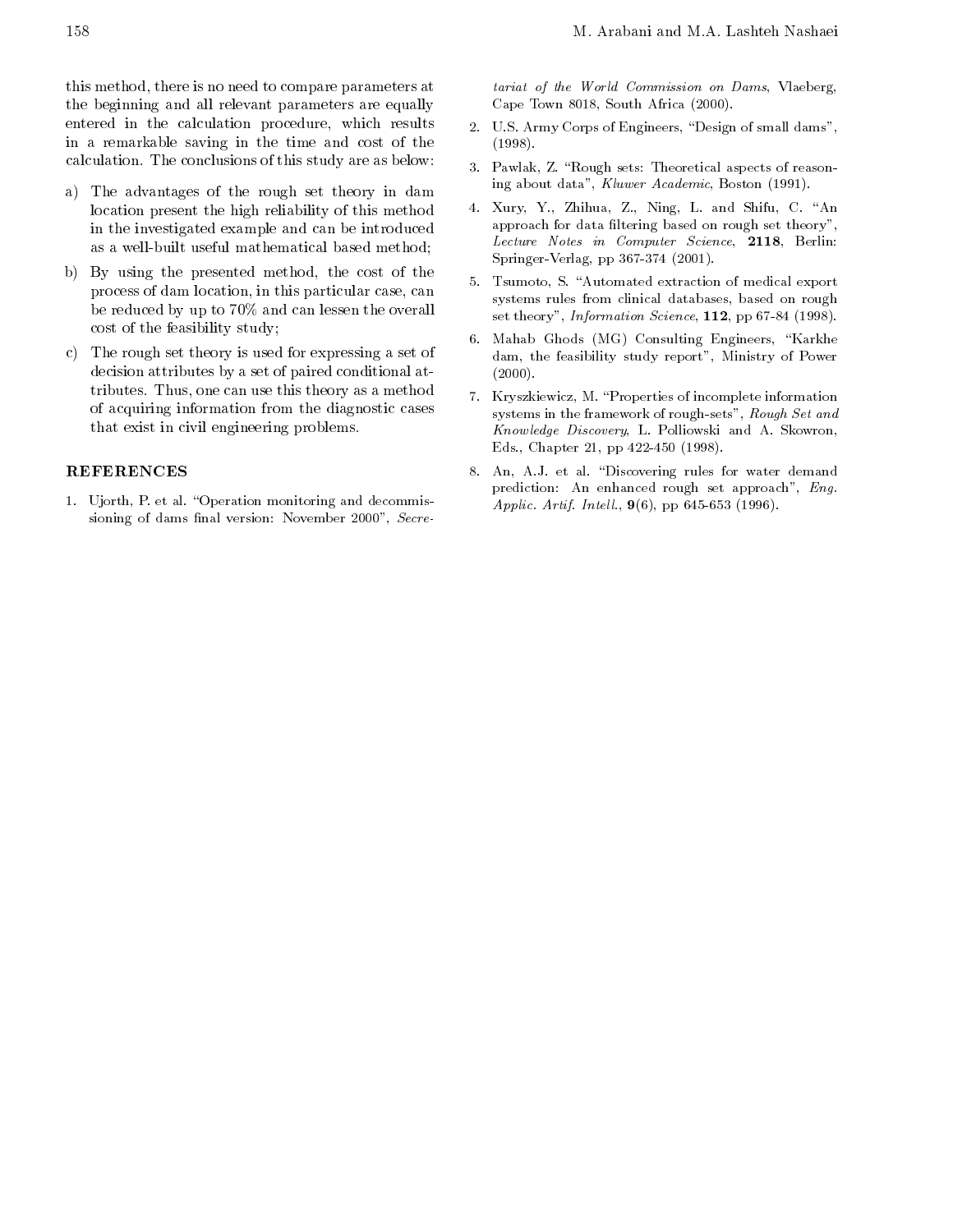this method, there is no need to compare parameters at the beginning and all relevant parameters are equally entered in the calculation procedure, which results in a remarkable saving in the time and cost of the calculation. The conclusions of this study are as below:

a) The advantages of the rough set theory in dam location present the high reliability of this method in the investigated example and can be introduced as a well-built useful mathematical based method;

b) By using the presented method, the cost of the process of dam location, in this particular case, can be reduced by up to 70% and can lessen the overall cost of the feasibility study;

c) The rough set theory is used for expressing a set of decision attributes by a set of paired conditional attributes. Thus, one can use this theory as a method of acquiring information from the diagnostic cases that exist in civil engineering problems.

## REFERENCES

1. Ujorth, P. et al. "Operation monitoring and decommissioning of dams final version: November 2000", *Secretariat of the World Commission on Dams*, Vlaeberg, Cape Town 8018, South Africa (2000).
2. U.S. Army Corps of Engineers, "Design of small dams", (1998).
3. Pawlak, Z. "Rough sets: Theoretical aspects of reasoning about data", *Kluwer Academic*, Boston (1991).
4. Xury, Y., Zhihua, Z., Ning, L. and Shifu, C. "An approach for data filtering based on rough set theory", *Lecture Notes in Computer Science*, **2118**, Berlin: Springer-Verlag, pp 367-374 (2001).
5. Tsumoto, S. "Automated extraction of medical export systems rules from clinical databases, based on rough set theory", *Information Science*, **112**, pp 67-84 (1998).
6. Mahab Ghods (MG) Consulting Engineers, "Karkhe dam, the feasibility study report", Ministry of Power (2000).
7. Kryszkiewicz, M. "Properties of incomplete information systems in the framework of rough-sets", *Rough Set and Knowledge Discovery*, L. Polliowski and A. Skowron, Eds., Chapter 21, pp 422-450 (1998).
8. An, A.J. et al. "Discovering rules for water demand prediction: An enhanced rough set approach", *Eng. Applic. Artif. Intell.*, **9**(6), pp 645-653 (1996).